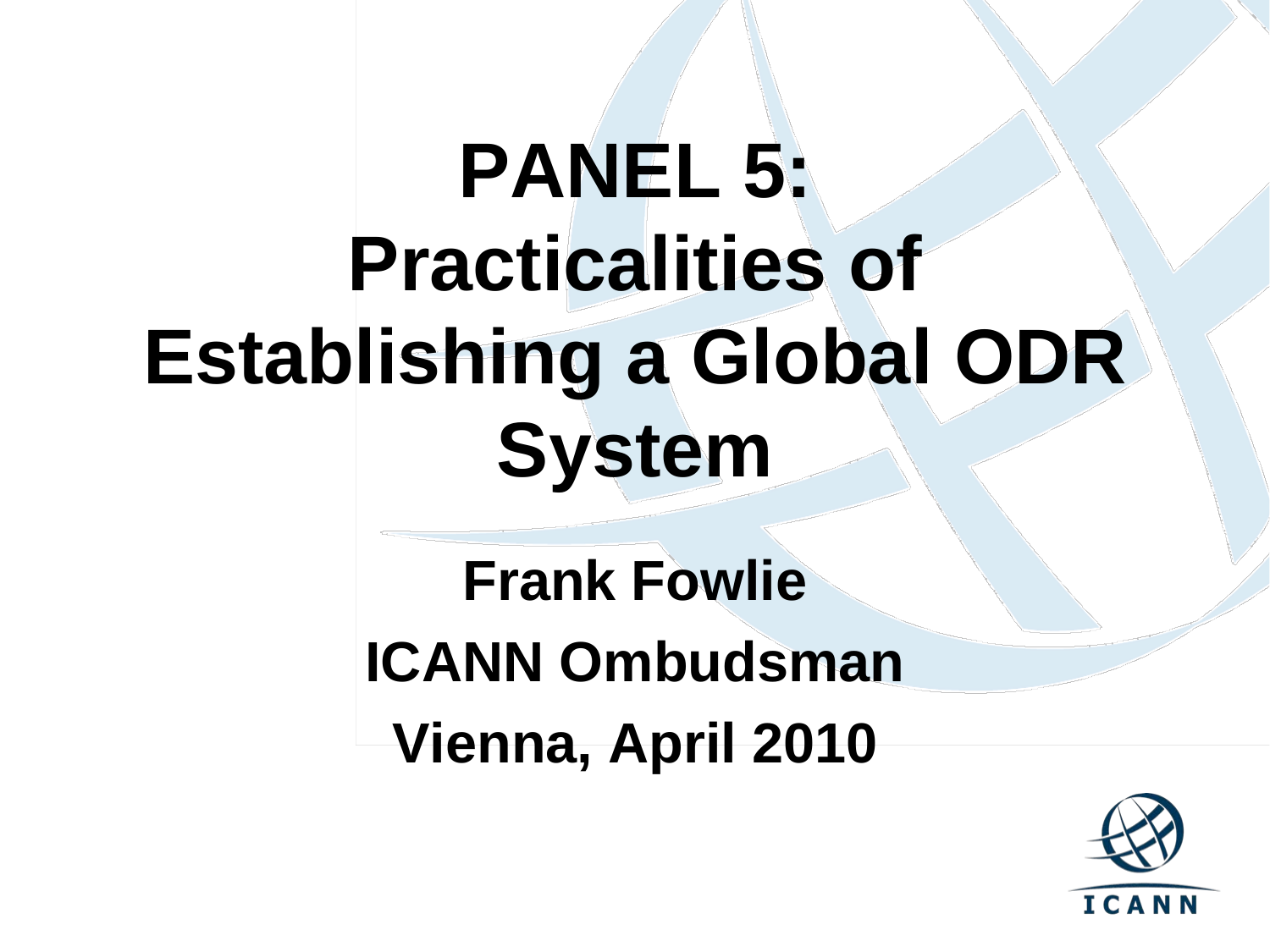# PANEL 5: Practicalities of Establishing a Global ODR System

**Frank Fowlie**

**ICANN Ombudsman**

**Vienna, April 2010**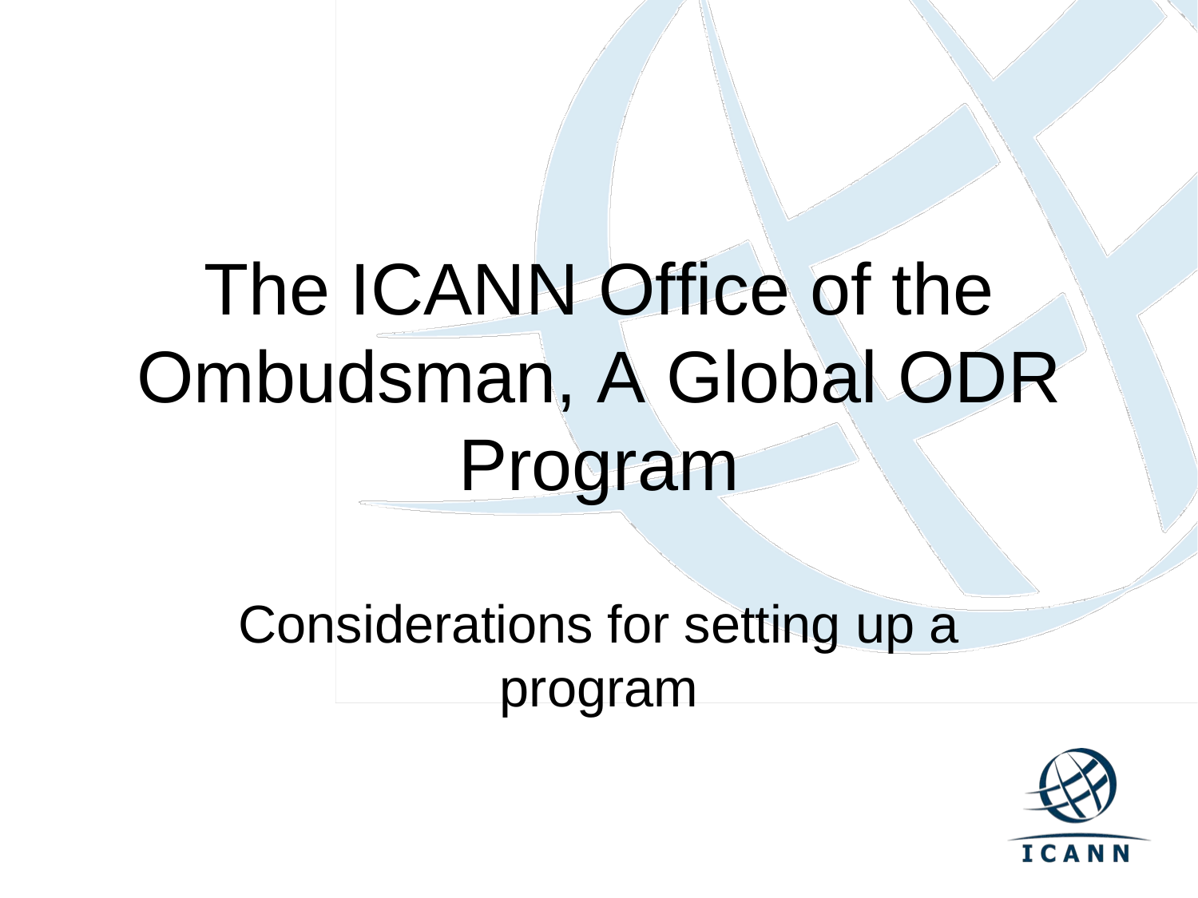# The ICANN Office of the Ombudsman, A Global ODR Program

## Considerations for setting up a program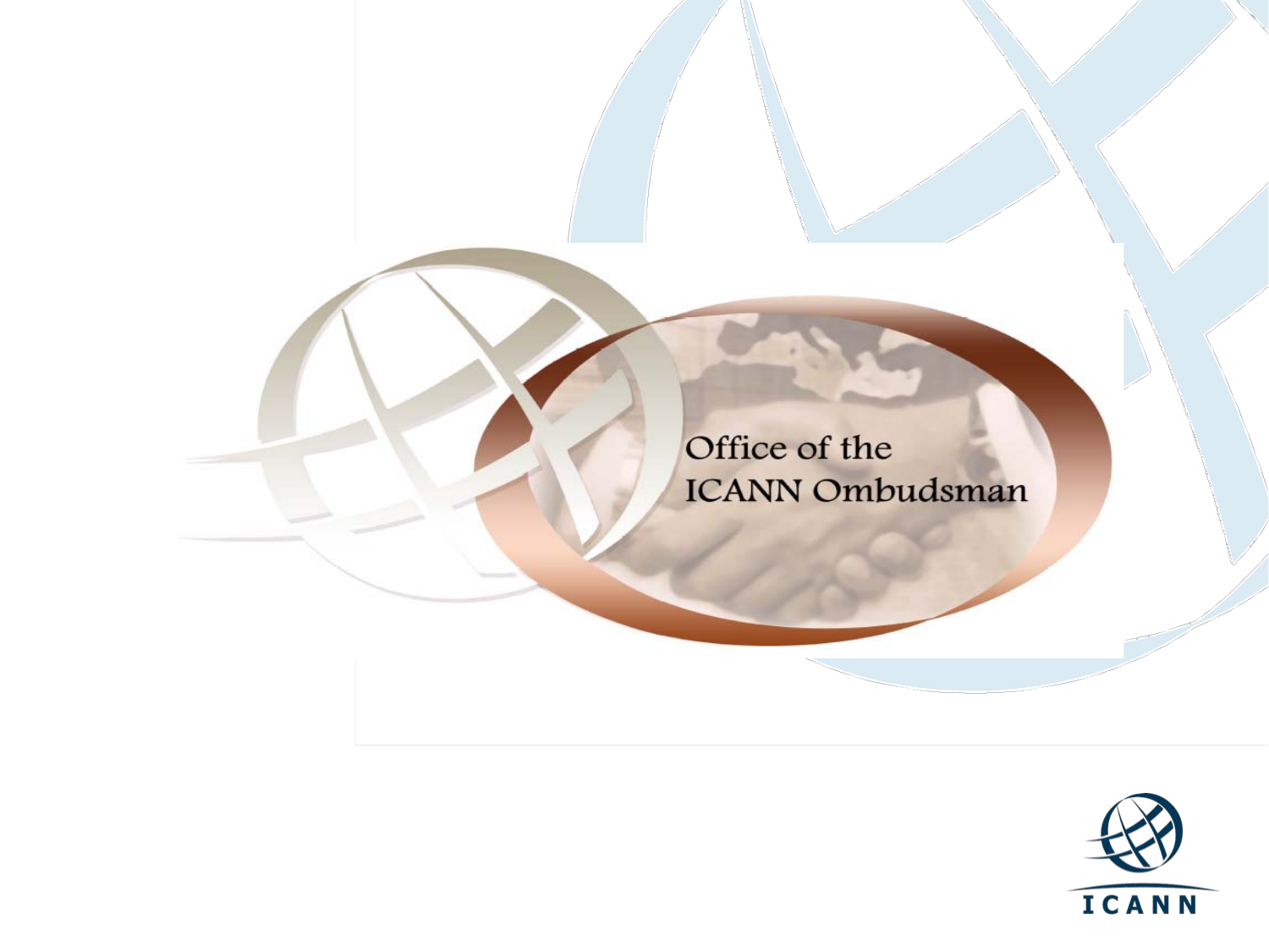Office of the
ICANN Ombudsman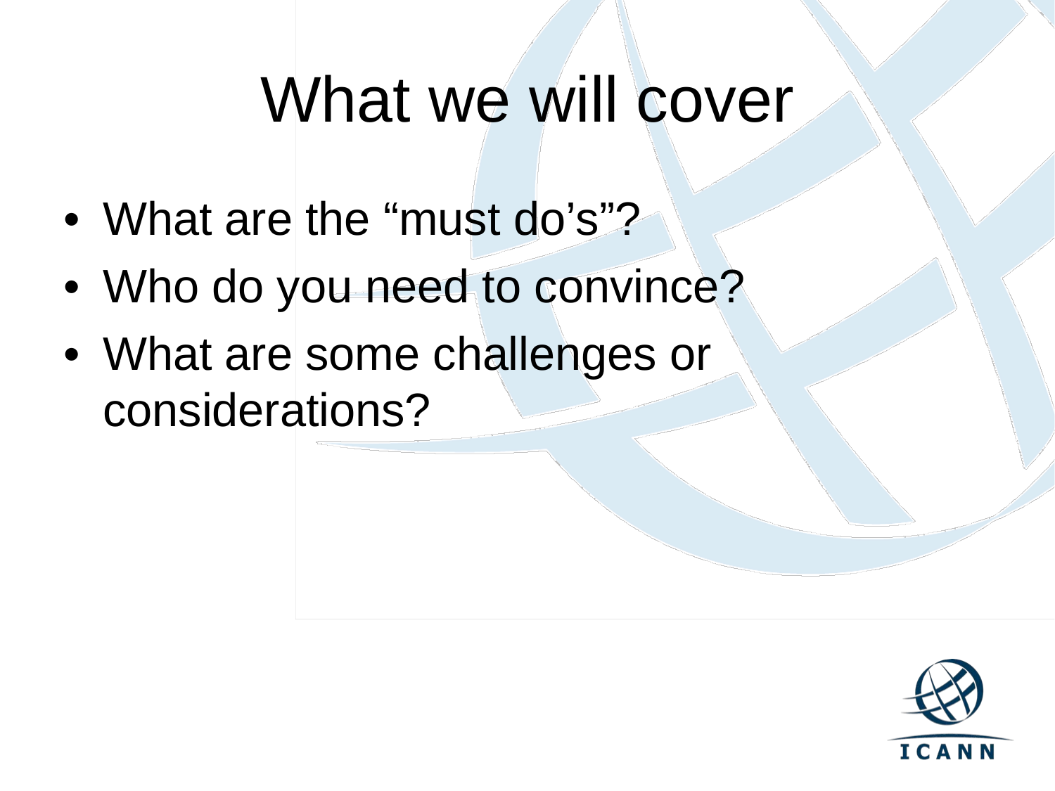# What we will cover

- What are the “must do’s”?
- Who do you need to convince?
- What are some challenges or considerations?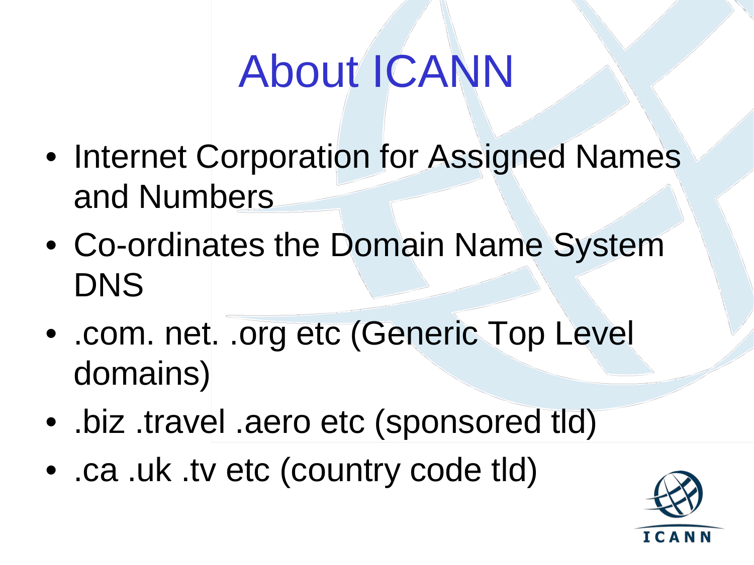# About ICANN

- Internet Corporation for Assigned Names and Numbers
- Co-ordinates the Domain Name System DNS
- .com. net. .org etc (Generic Top Level domains)
- .biz .travel .aero etc (sponsored tld)
- .ca .uk .tv etc (country code tld)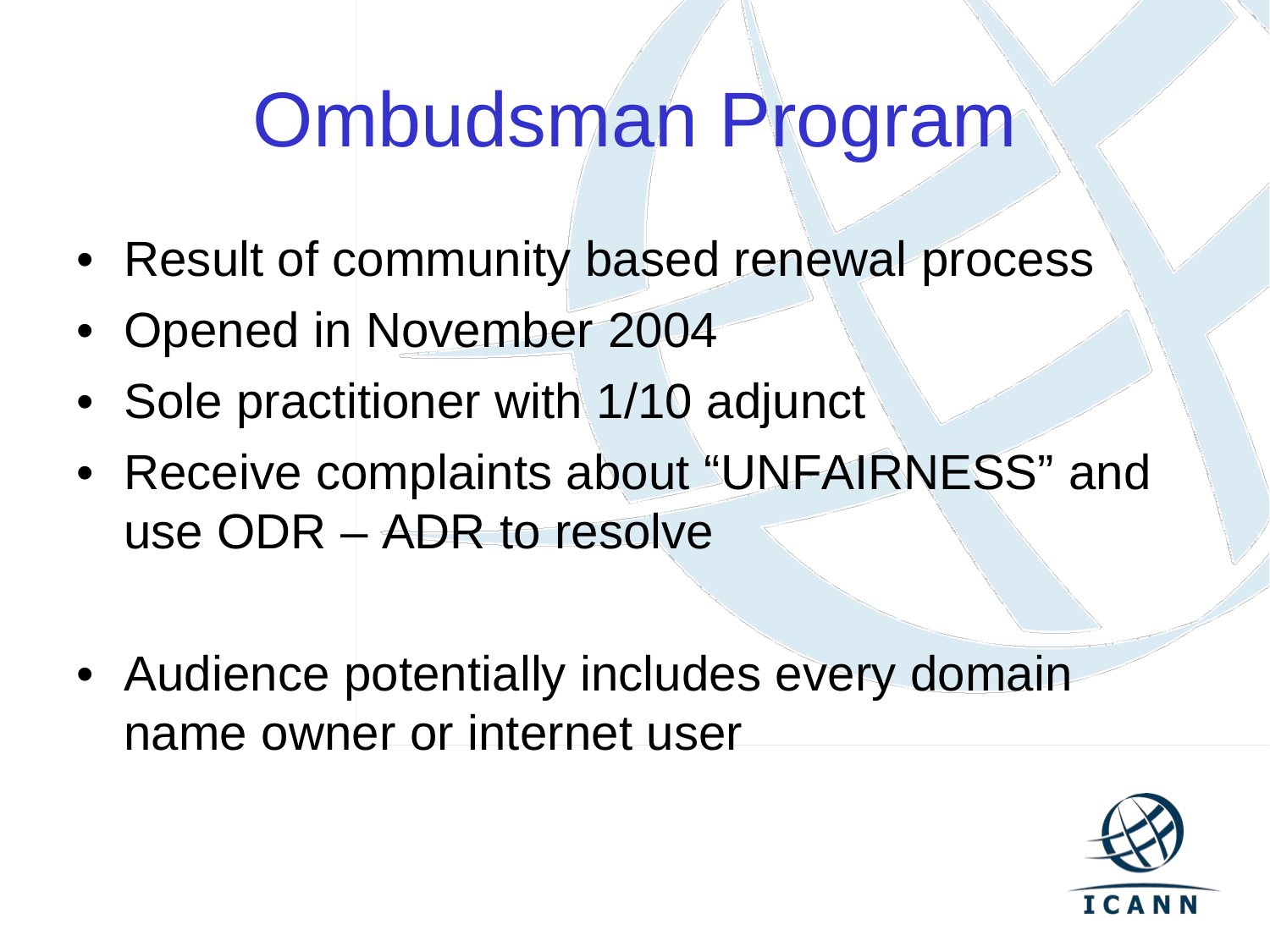# Ombudsman Program

- Result of community based renewal process
- Opened in November 2004
- Sole practitioner with 1/10 adjunct
- Receive complaints about “UNFAIRNESS” and use ODR – ADR to resolve

- Audience potentially includes every domain name owner or internet user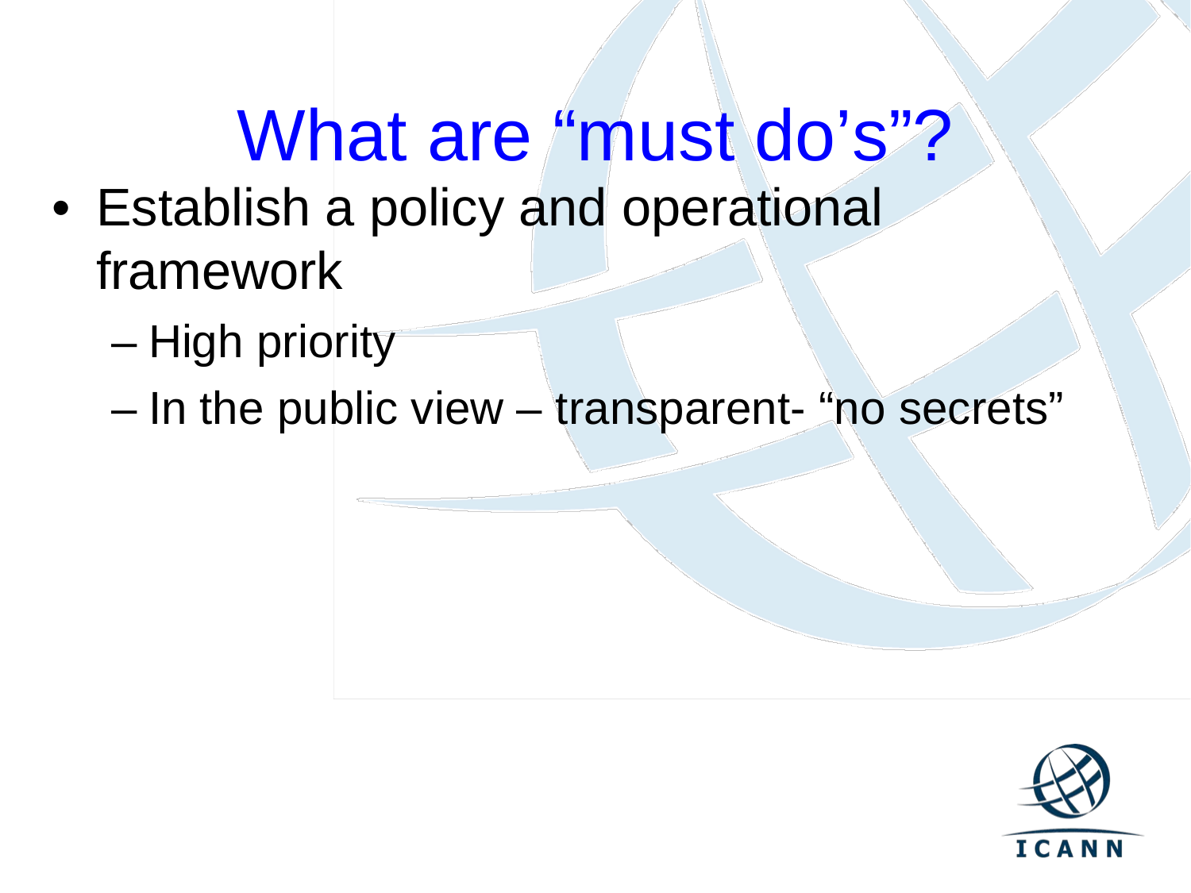# What are “must do’s”?

- Establish a policy and operational framework
  - High priority
  - In the public view – transparent- “no secrets”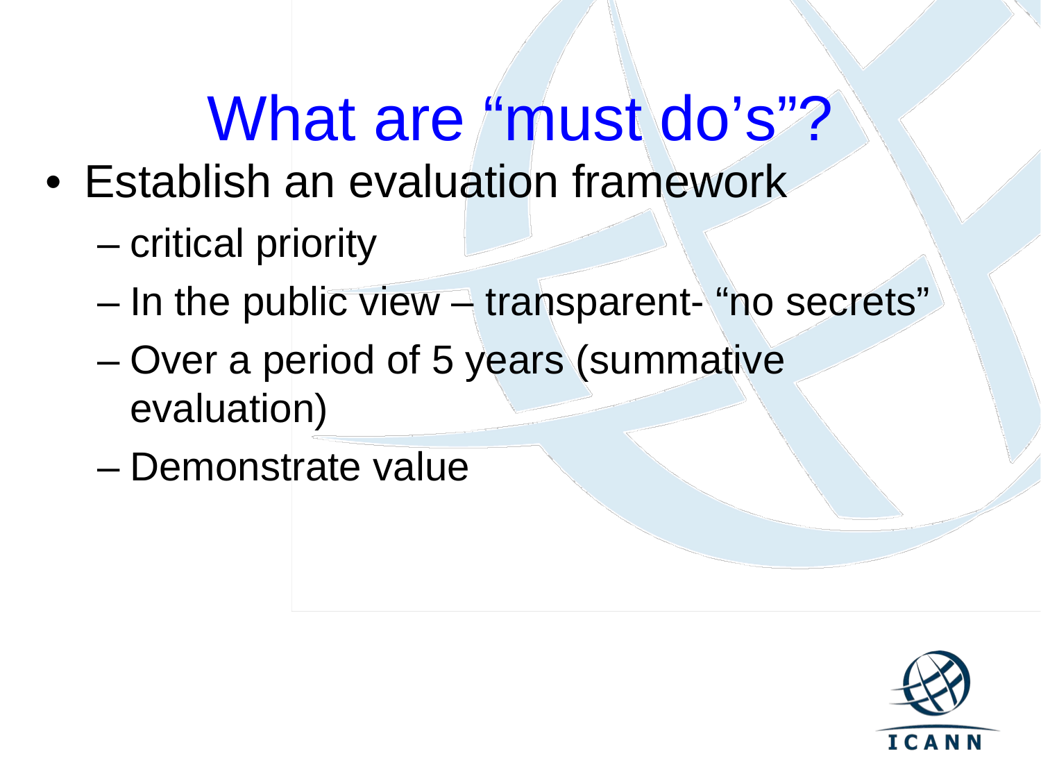# What are "must do's"?

- Establish an evaluation framework
  - critical priority
  - In the public view – transparent- "no secrets"
  - Over a period of 5 years (summative evaluation)
  - Demonstrate value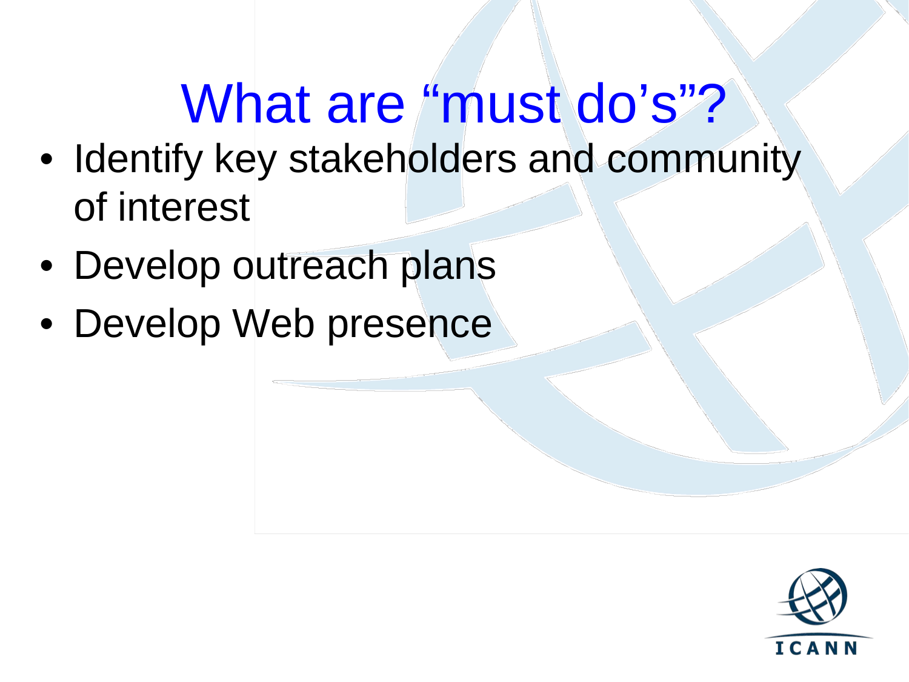# What are “must do’s”?

- Identify key stakeholders and community of interest
- Develop outreach plans
- Develop Web presence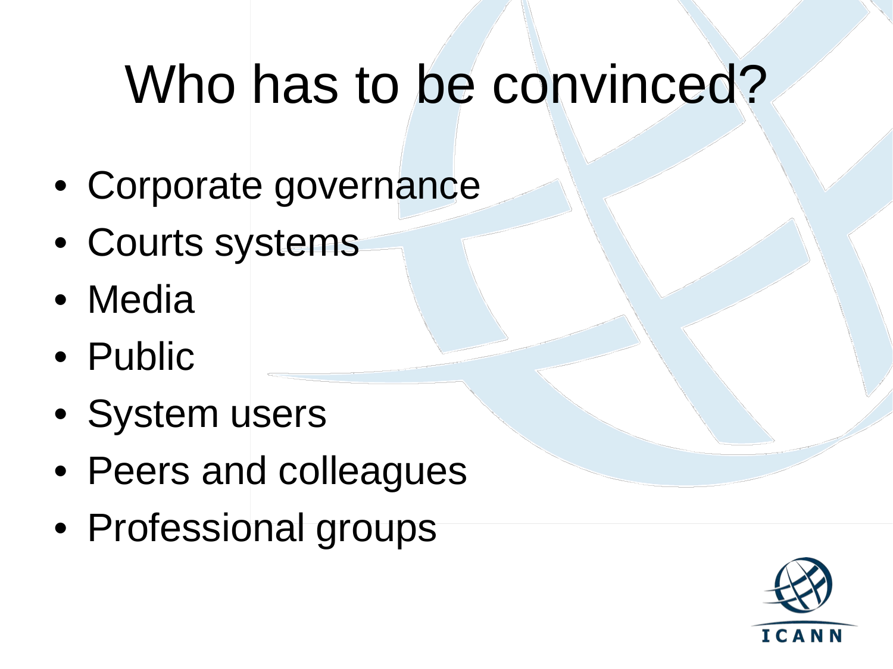# Who has to be convinced?

- Corporate governance
- Courts systems
- Media
- Public
- System users
- Peers and colleagues
- Professional groups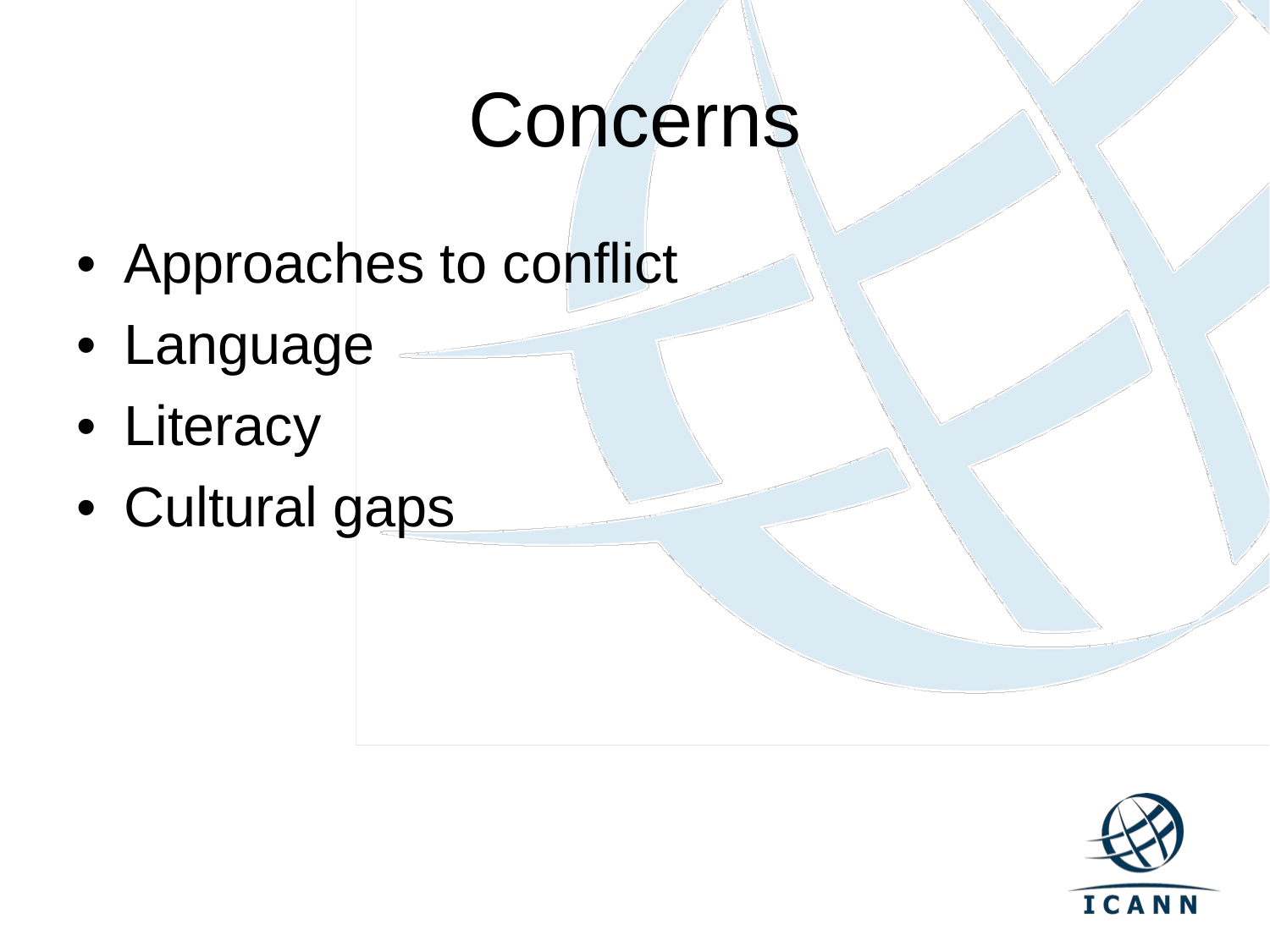# Concerns

- Approaches to conflict
- Language
- Literacy
- Cultural gaps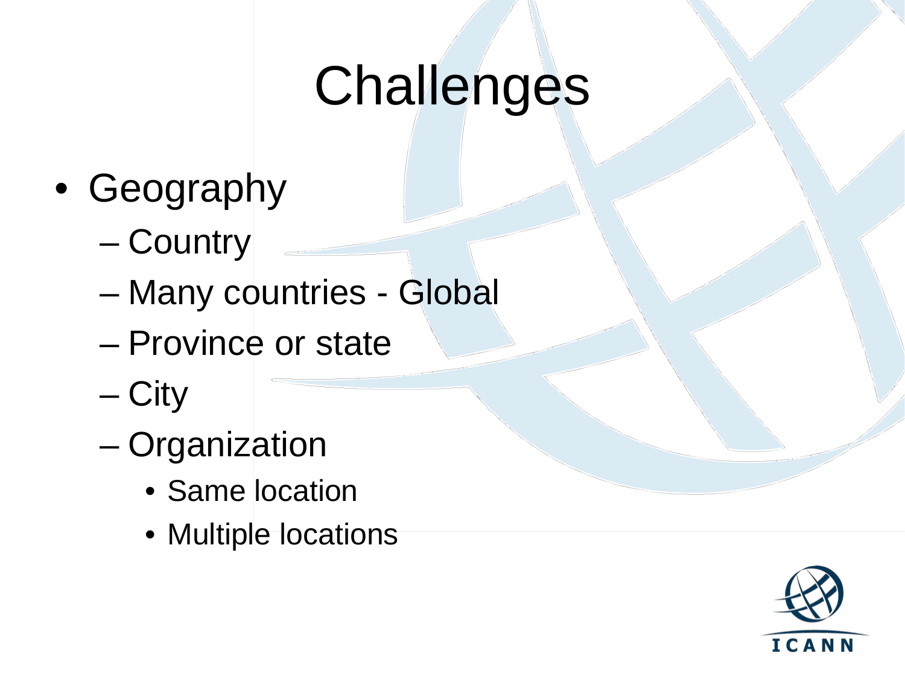# Challenges

- Geography
  - Country
  - Many countries - Global
  - Province or state
  - City
  - Organization
    - Same location
    - Multiple locations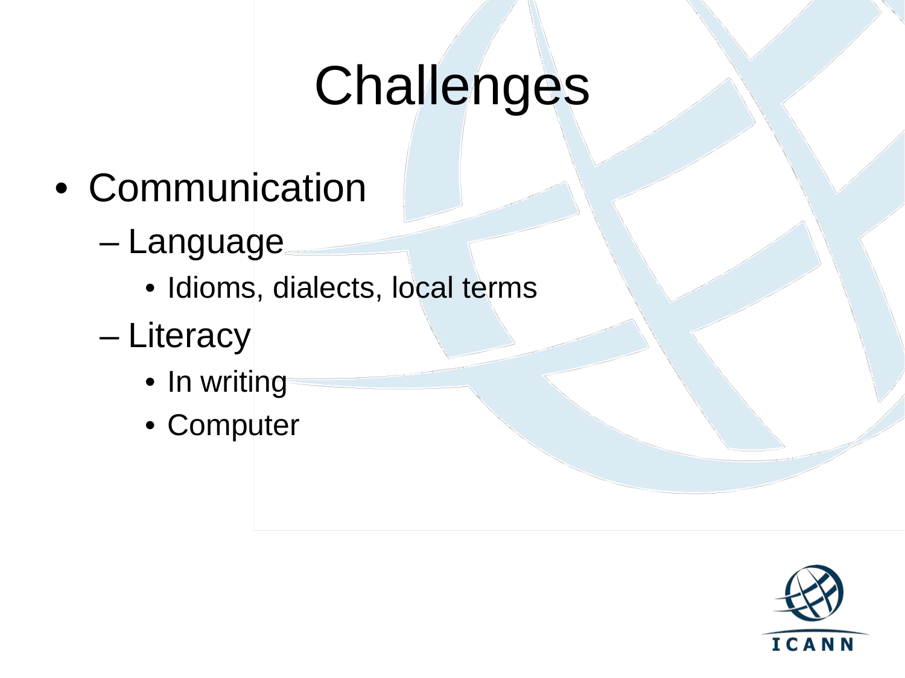# Challenges

- Communication
  - Language
    - Idioms, dialects, local terms
  - Literacy
    - In writing
    - Computer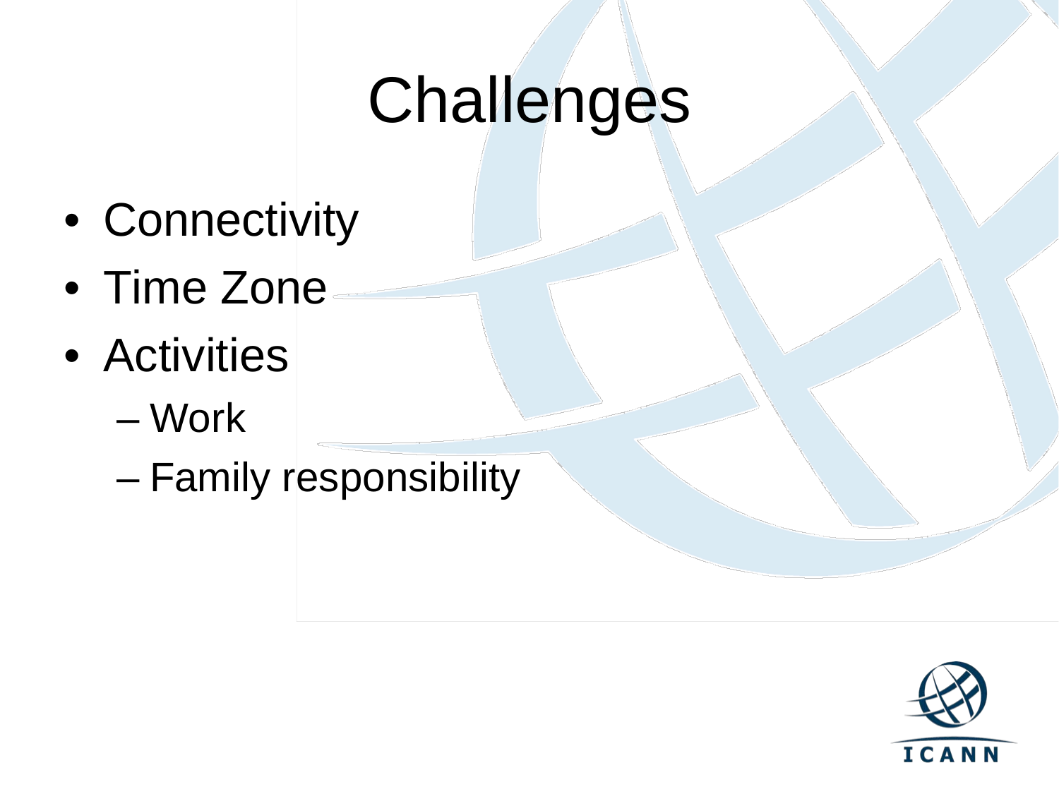# Challenges

- Connectivity
- Time Zone
- Activities
  - Work
  - Family responsibility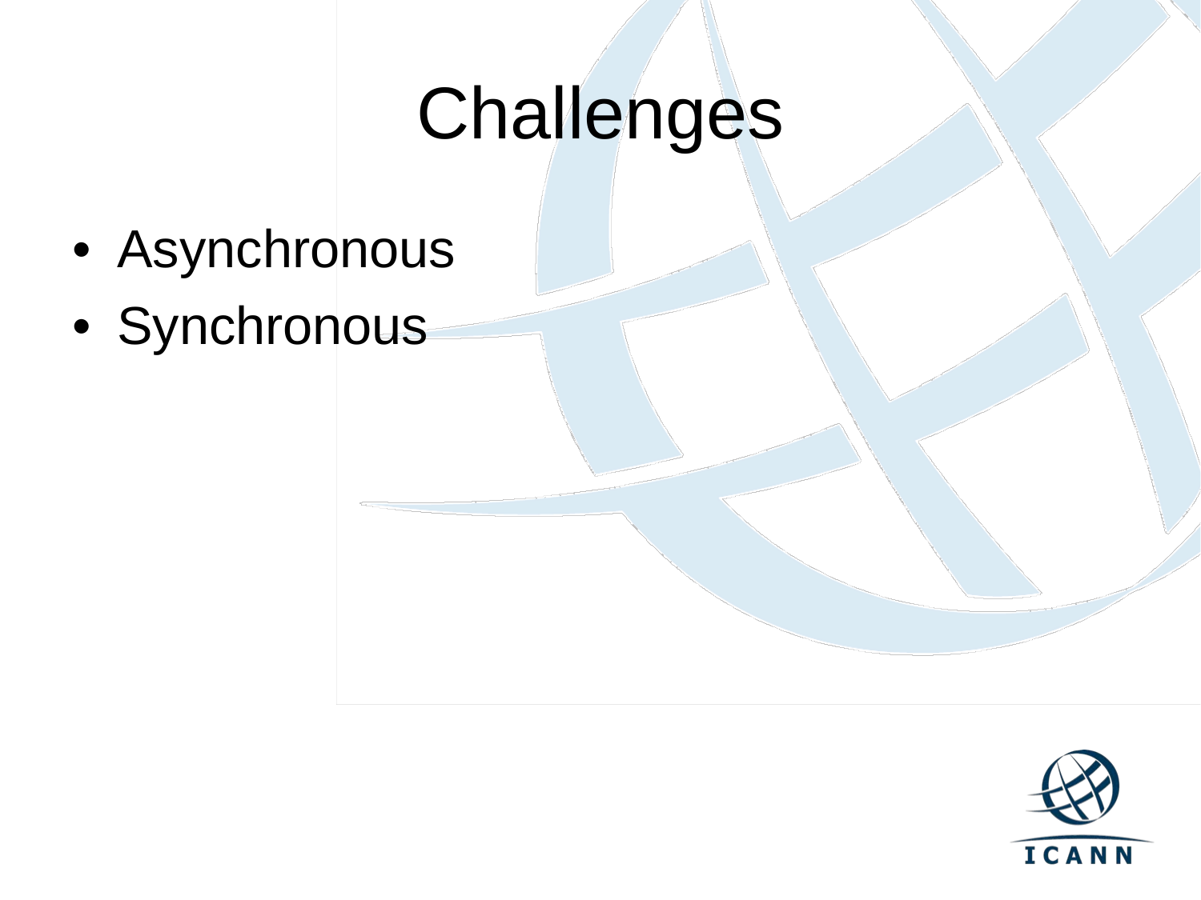# Challenges

- Asynchronous
- Synchronous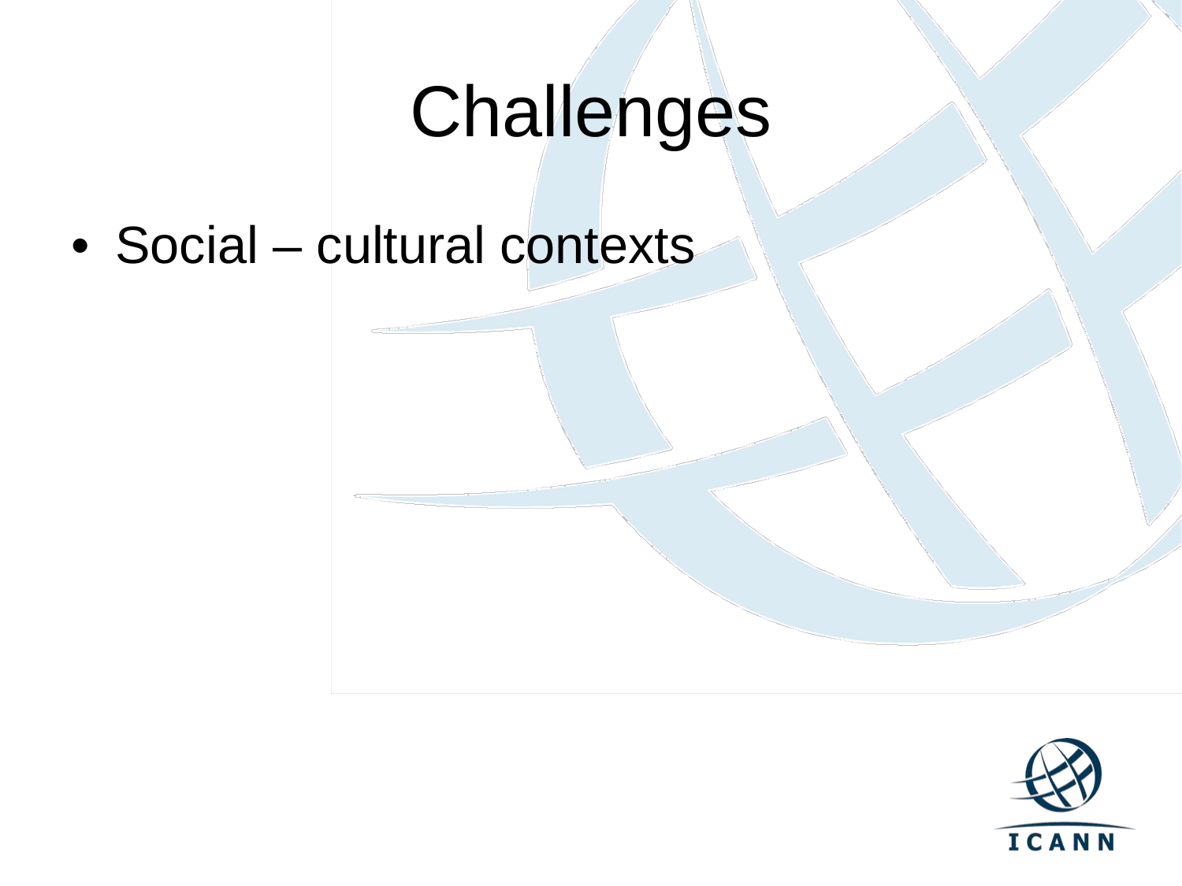# Challenges

- Social – cultural contexts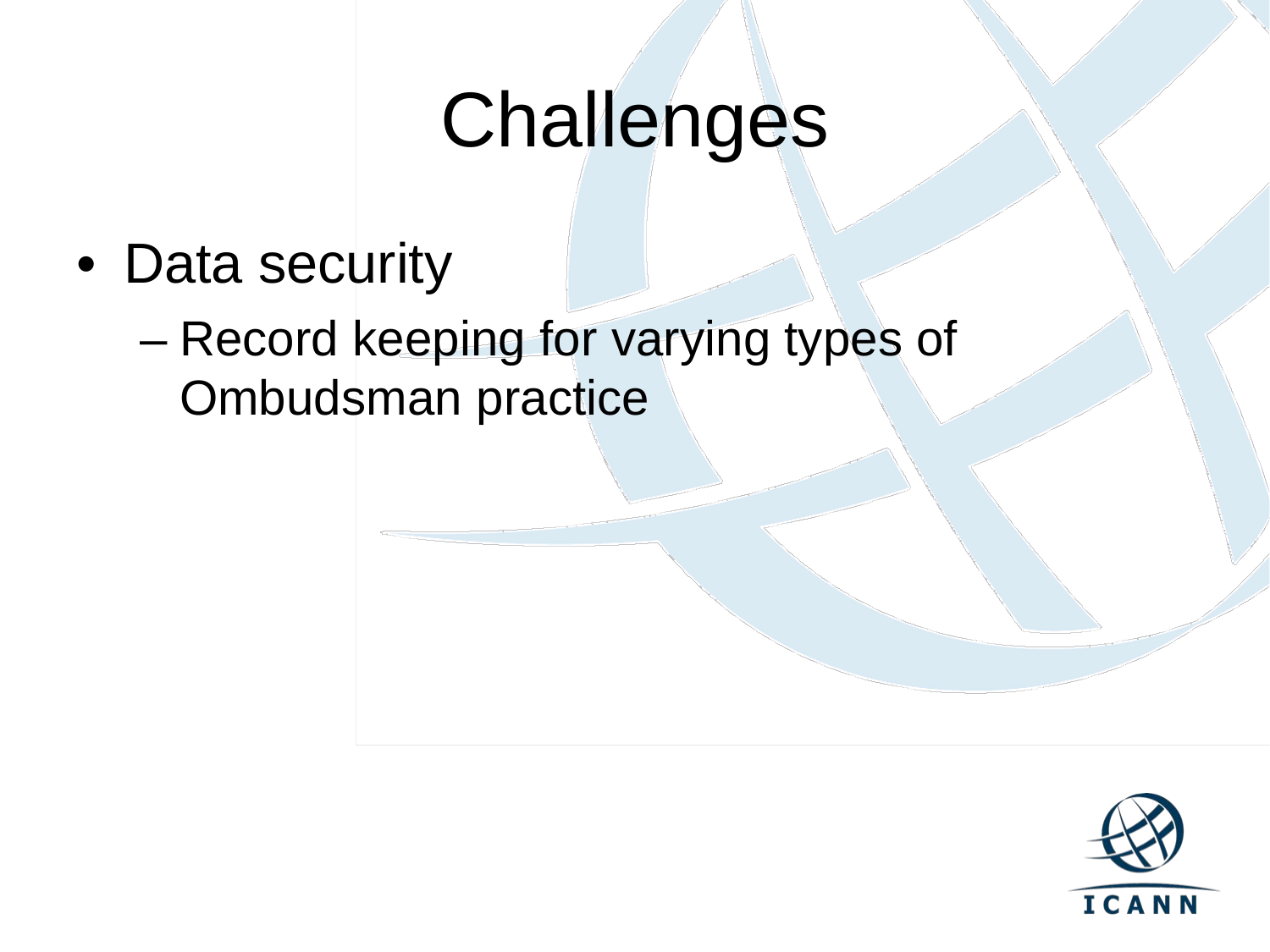# Challenges

- Data security
  - Record keeping for varying types of Ombudsman practice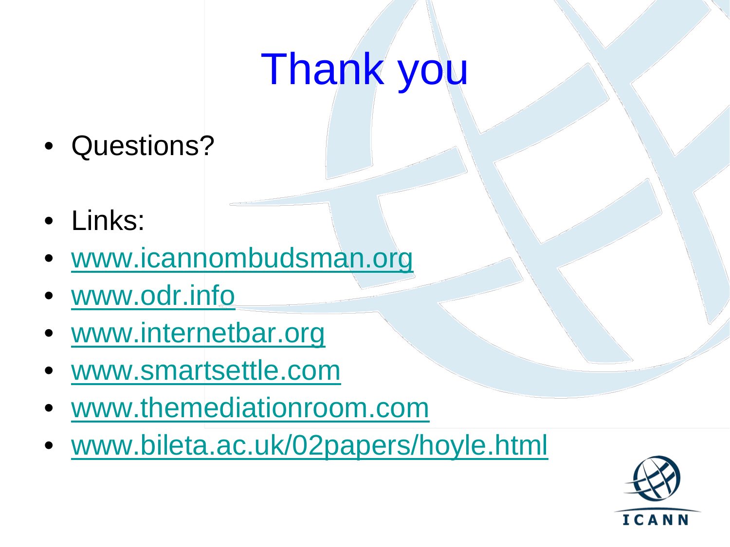# Thank you

- Questions?

- Links:
- www.icannombudsman.org
- www.odr.info
- www.internetbar.org
- www.smartsettle.com
- www.themediationroom.com
- www.bileta.ac.uk/02papers/hoyle.html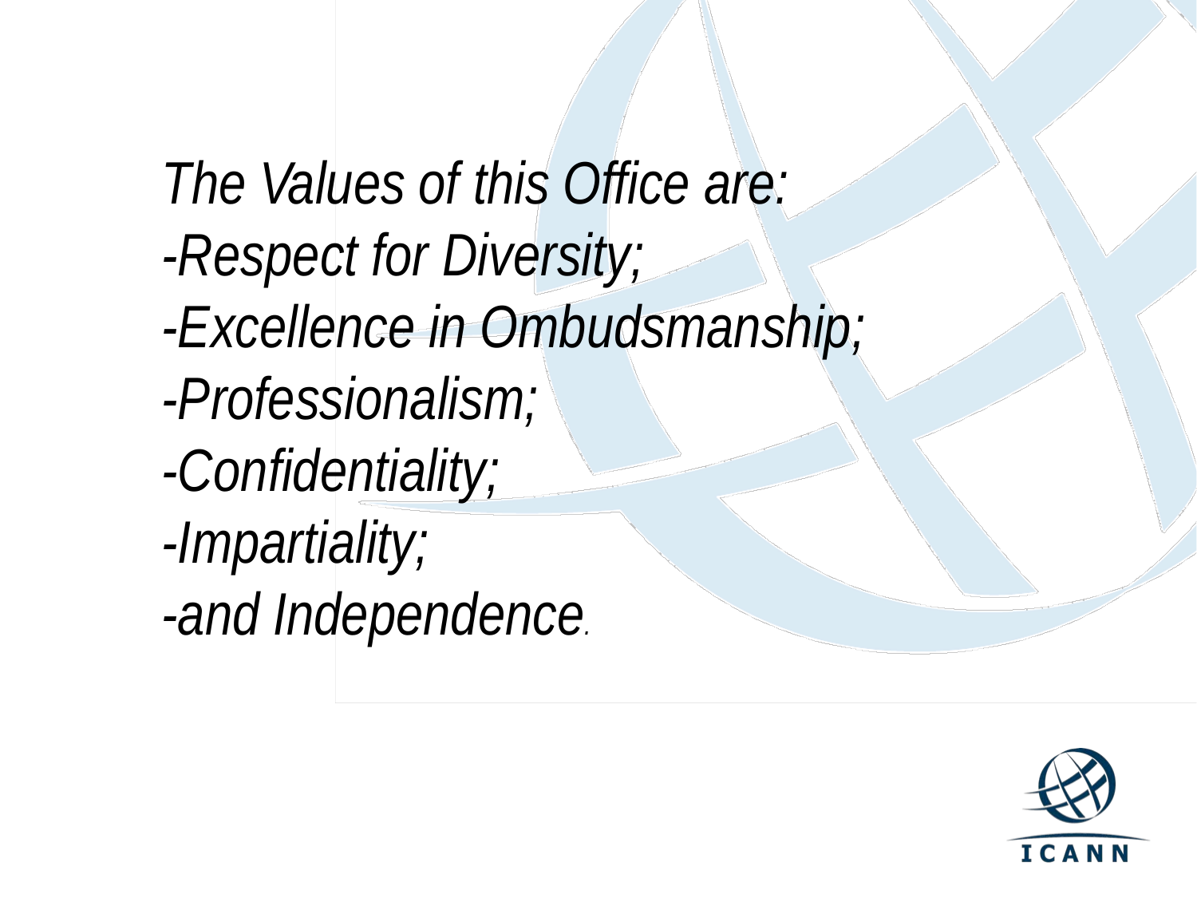*The Values of this Office are:*

*-Respect for Diversity;*

*-Excellence in Ombudsmanship;*

*-Professionalism;*

*-Confidentiality;*

*-Impartiality;*

*-and Independence.*

ICANN